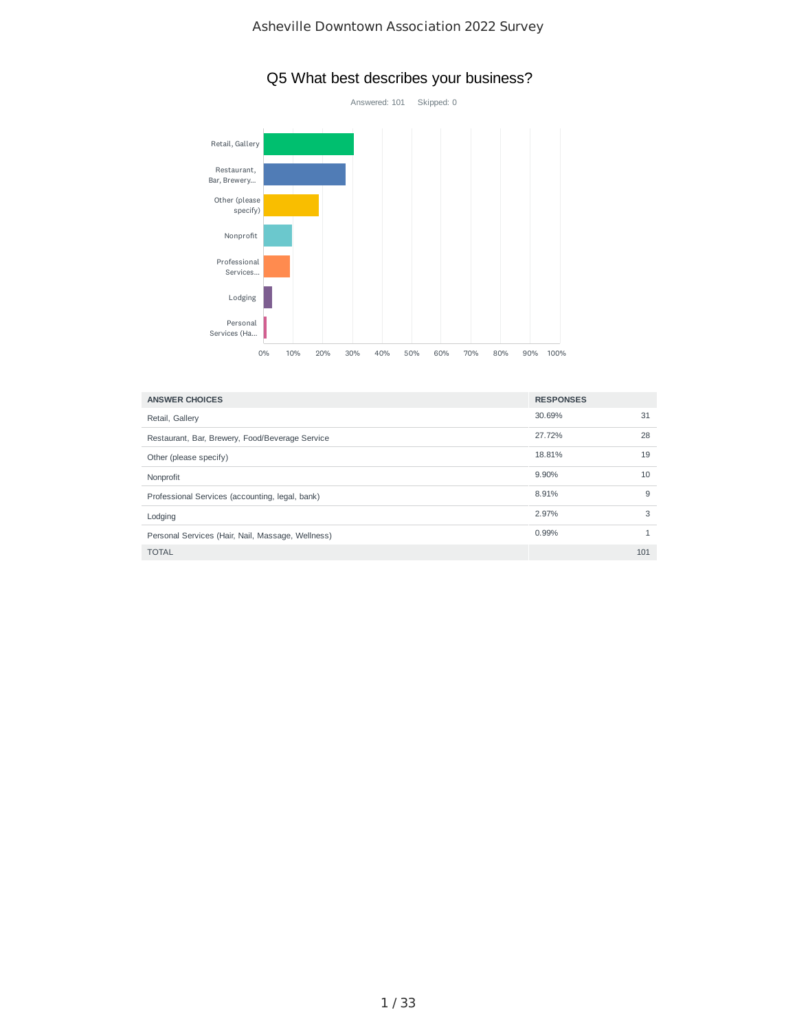Asheville Downtown Association 2022 Survey

## Q5 What best describes your business?

Answered: 101 Skipped: 0

| ANSWER CHOICES | RESPONSES | |
|---|---|---|
| Retail, Gallery | 30.69% | 31 |
| Restaurant, Bar, Brewery, Food/Beverage Service | 27.72% | 28 |
| Other (please specify) | 18.81% | 19 |
| Nonprofit | 9.90% | 10 |
| Professional Services (accounting, legal, bank) | 8.91% | 9 |
| Lodging | 2.97% | 3 |
| Personal Services (Hair, Nail, Massage, Wellness) | 0.99% | 1 |
| TOTAL | | 101 |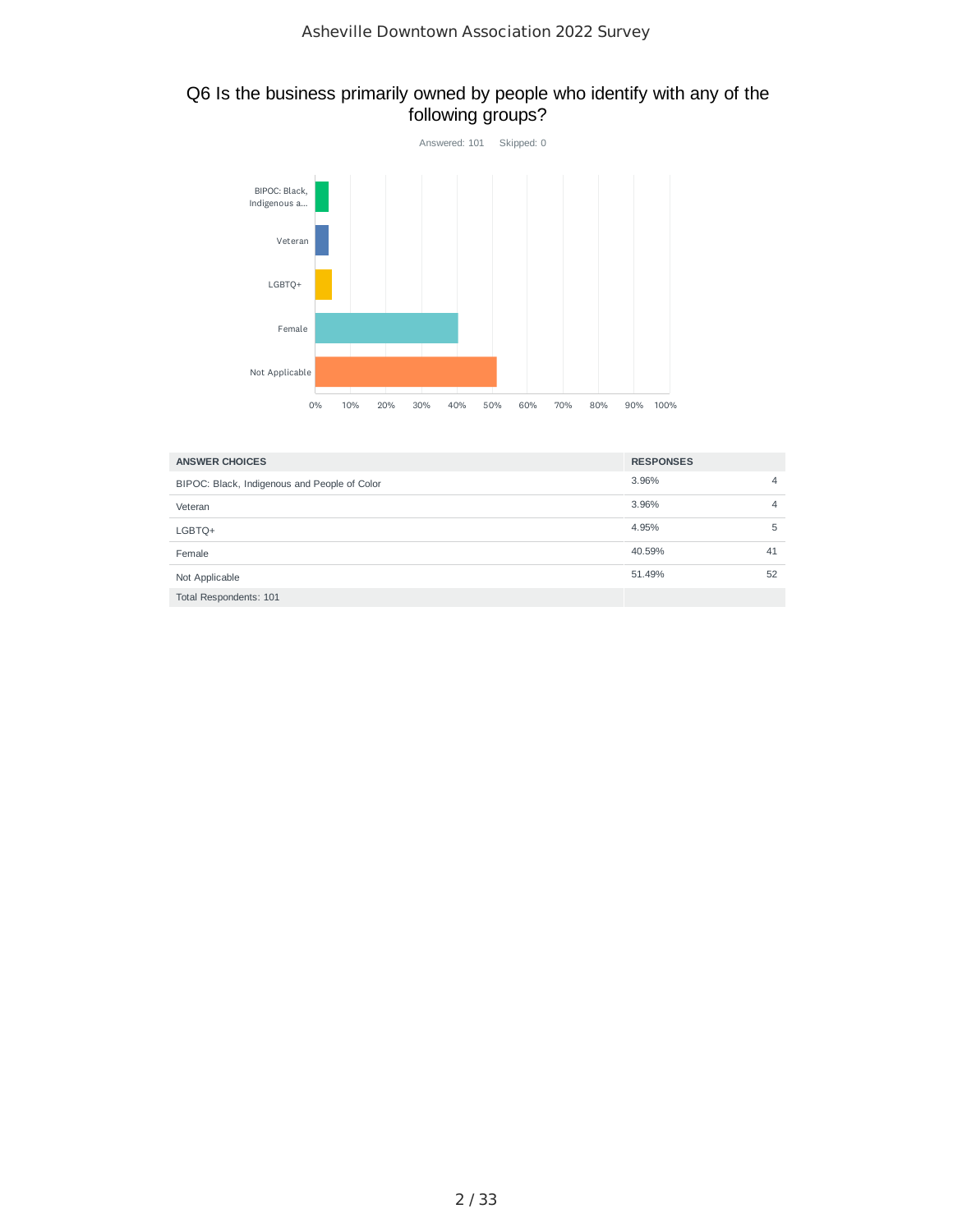## Q6 Is the business primarily owned by people who identify with any of the following groups?

Answered: 101 Skipped: 0

| ANSWER CHOICES | RESPONSES | |
|---|---|---|
| BIPOC: Black, Indigenous and People of Color | 3.96% | 4 |
| Veteran | 3.96% | 4 |
| LGBTQ+ | 4.95% | 5 |
| Female | 40.59% | 41 |
| Not Applicable | 51.49% | 52 |
| Total Respondents: 101 | | |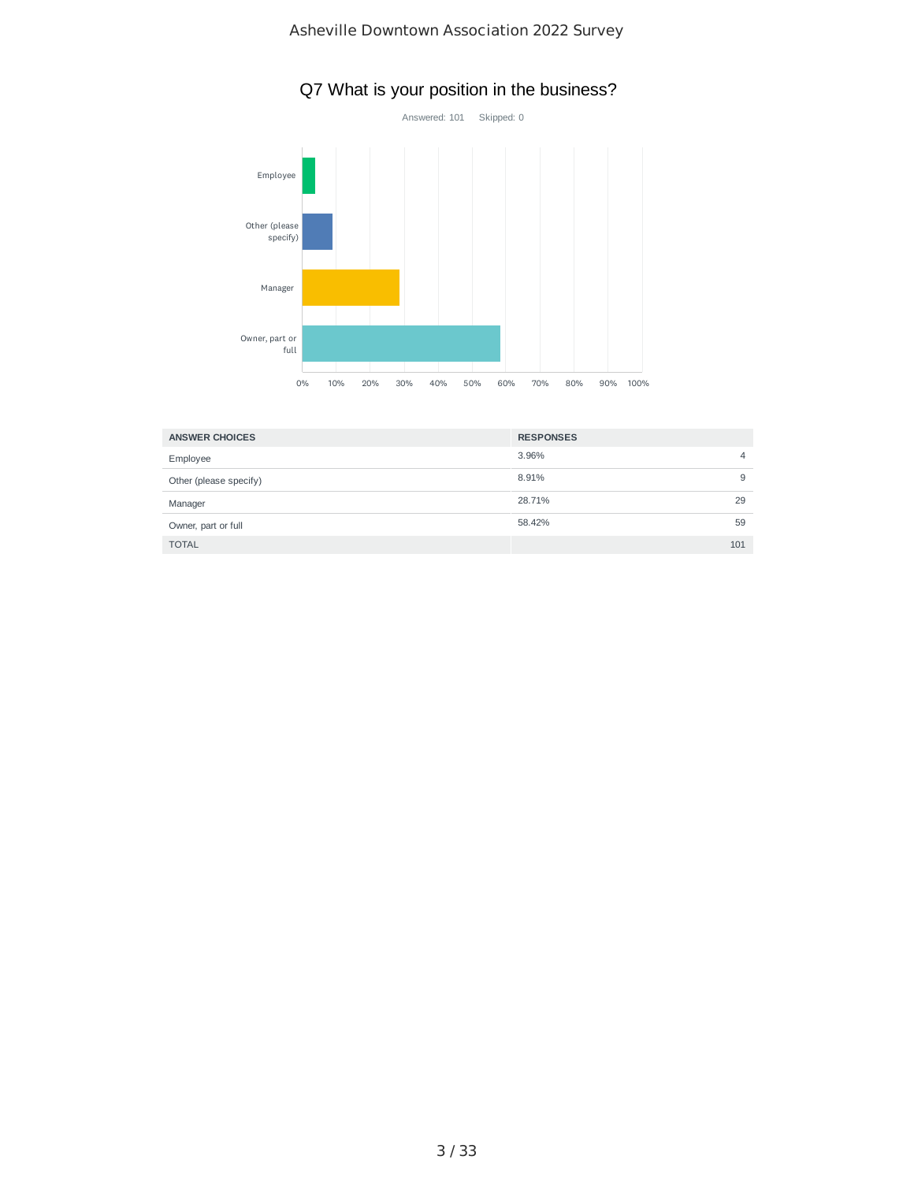## Q7 What is your position in the business?

Answered: 101 Skipped: 0

| ANSWER CHOICES | RESPONSES | |
|---|---|---|
| Employee | 3.96% | 4 |
| Other (please specify) | 8.91% | 9 |
| Manager | 28.71% | 29 |
| Owner, part or full | 58.42% | 59 |
| TOTAL | | 101 |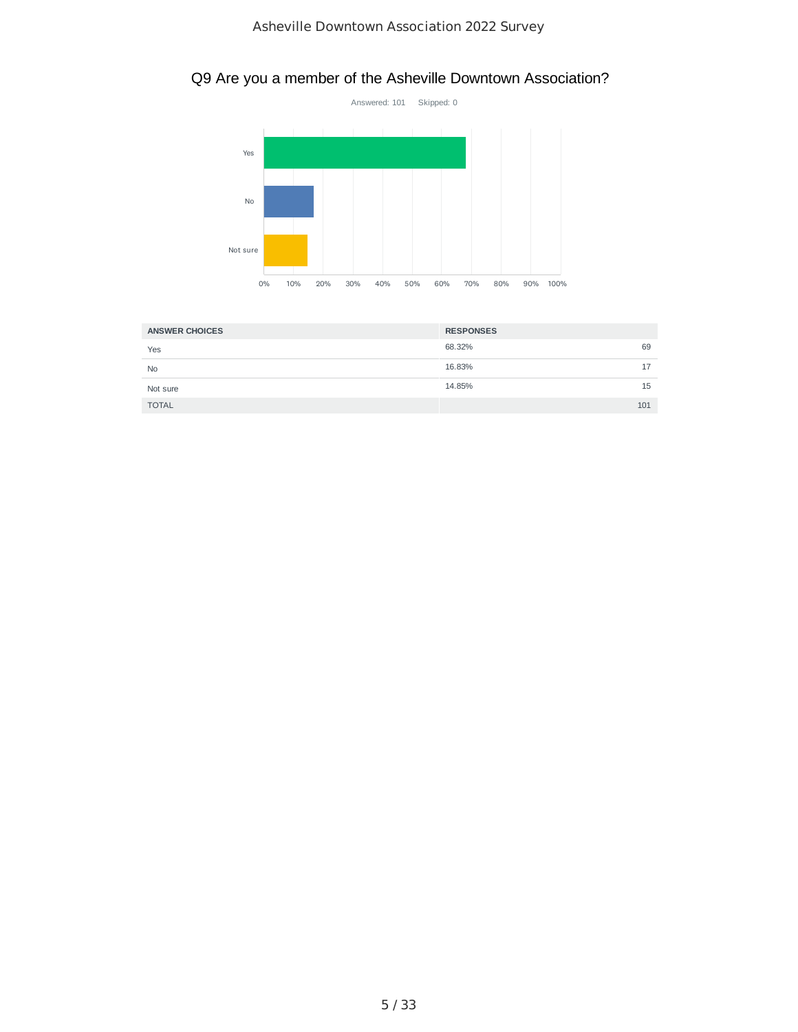## Q9 Are you a member of the Asheville Downtown Association?

Answered: 101 Skipped: 0

| ANSWER CHOICES | RESPONSES | |
|---|---|---|
| Yes | 68.32% | 69 |
| No | 16.83% | 17 |
| Not sure | 14.85% | 15 |
| TOTAL | | 101 |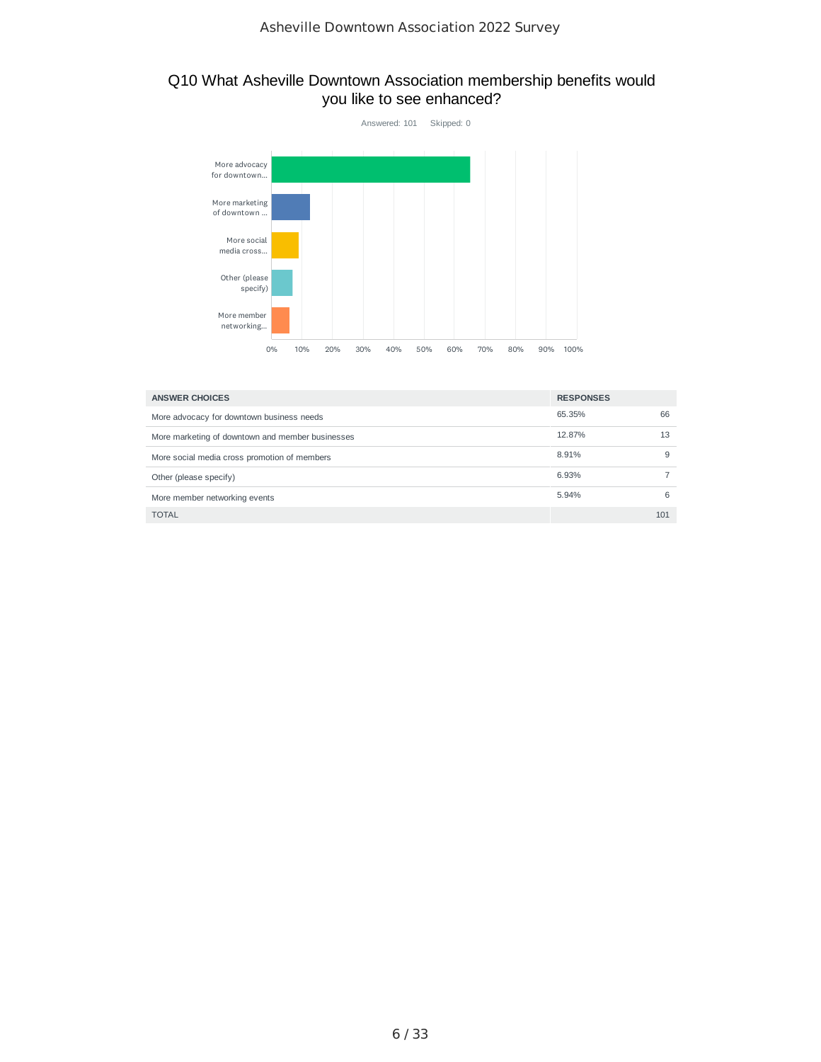## Q10 What Asheville Downtown Association membership benefits would you like to see enhanced?

Answered: 101 Skipped: 0

| ANSWER CHOICES | RESPONSES | |
|---|---|---|
| More advocacy for downtown business needs | 65.35% | 66 |
| More marketing of downtown and member businesses | 12.87% | 13 |
| More social media cross promotion of members | 8.91% | 9 |
| Other (please specify) | 6.93% | 7 |
| More member networking events | 5.94% | 6 |
| TOTAL | | 101 |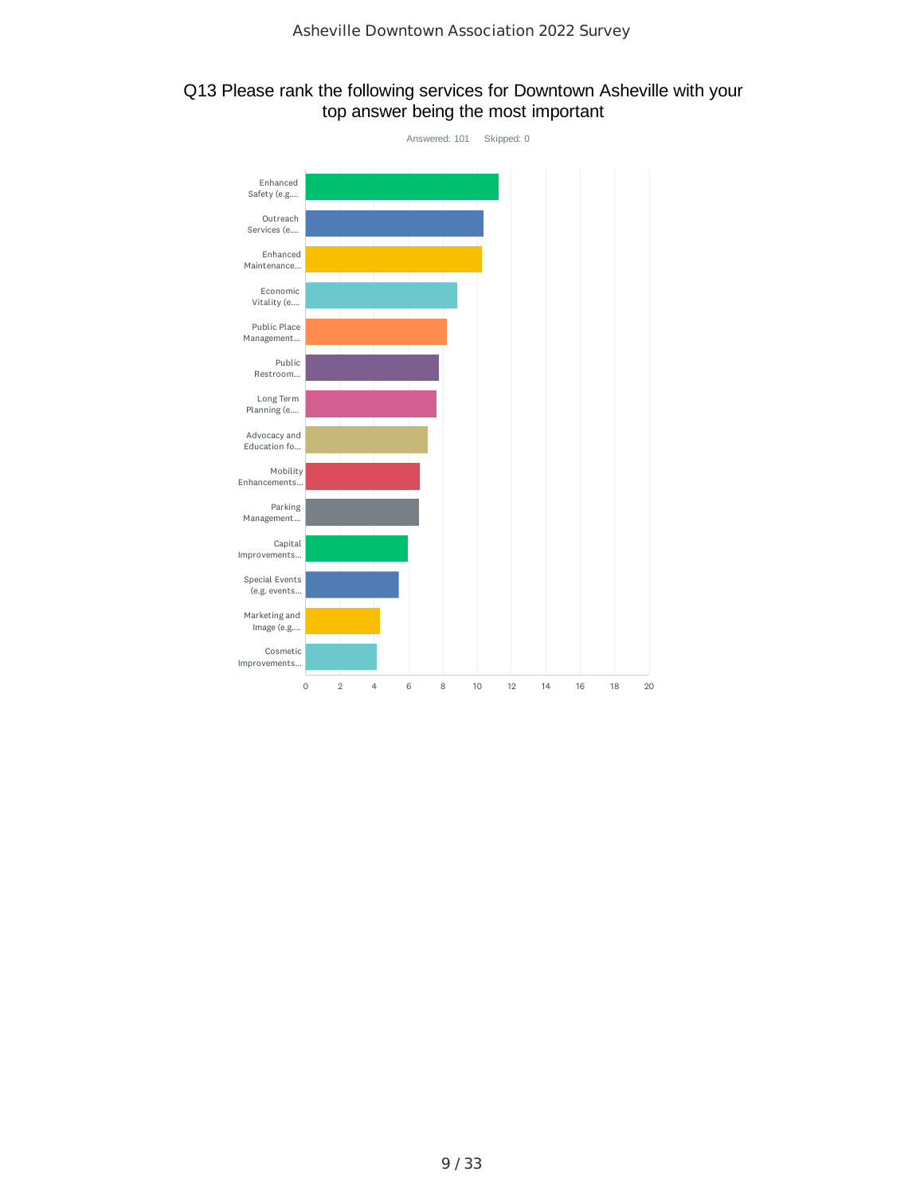## Q13 Please rank the following services for Downtown Asheville with your top answer being the most important

Answered: 101    Skipped: 0

| Service | Score |
| --- | --- |
| Enhanced Safety (e.g.... | 11.25 |
| Outreach Services (e.... | 10.35 |
| Enhanced Maintenance... | 10.25 |
| Economic Vitality (e.... | 8.85 |
| Public Place Management... | 8.25 |
| Public Restroom... | 7.80 |
| Long Term Planning (e.... | 7.65 |
| Advocacy and Education fo... | 7.15 |
| Mobility Enhancements... | 6.65 |
| Parking Management... | 6.60 |
| Capital Improvements... | 5.95 |
| Special Events (e.g. events... | 5.45 |
| Marketing and Image (e.g.... | 4.35 |
| Cosmetic Improvements... | 4.15 |

(Values estimated from bar chart; axis 0–20.)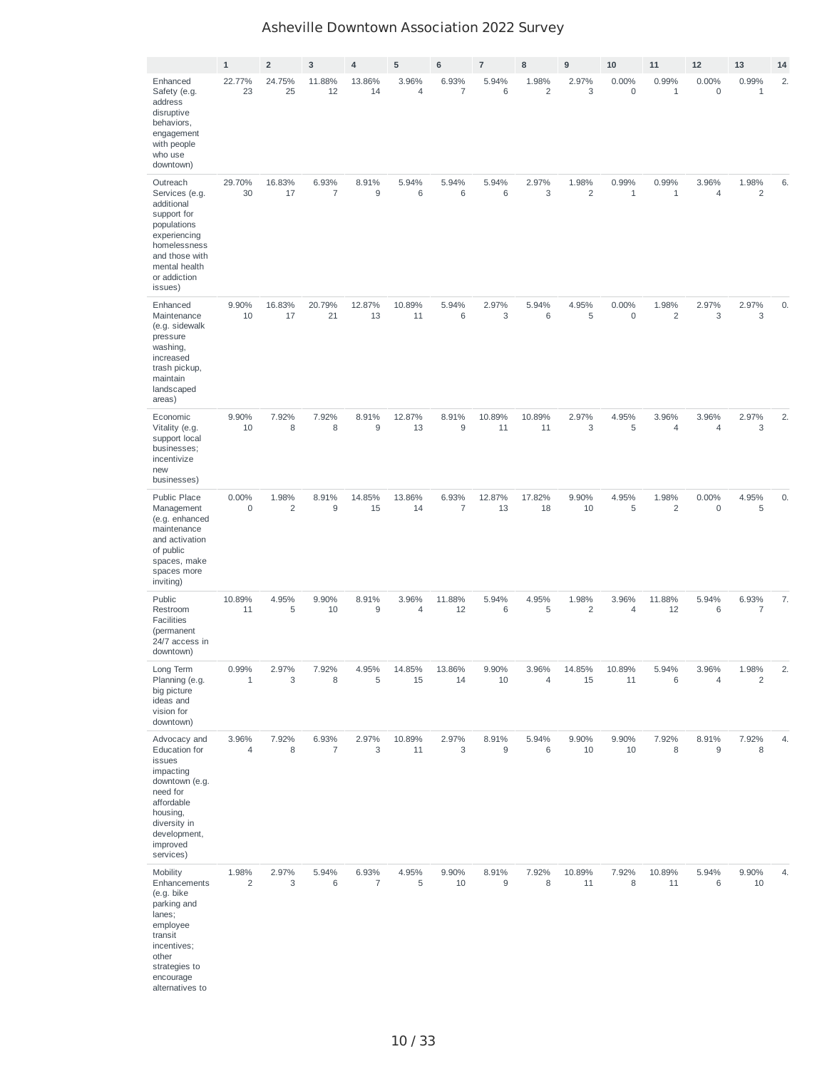# Asheville Downtown Association 2022 Survey

| | 1 | 2 | 3 | 4 | 5 | 6 | 7 | 8 | 9 | 10 | 11 | 12 | 13 | 14 |
|---|---|---|---|---|---|---|---|---|---|---|---|---|---|---|
| Enhanced Safety (e.g. address disruptive behaviors, engagement with people who use downtown) | 22.77% 23 | 24.75% 25 | 11.88% 12 | 13.86% 14 | 3.96% 4 | 6.93% 7 | 5.94% 6 | 1.98% 2 | 2.97% 3 | 0.00% 0 | 0.99% 1 | 0.00% 0 | 0.99% 1 | 2. |
| Outreach Services (e.g. additional support for populations experiencing homelessness and those with mental health or addiction issues) | 29.70% 30 | 16.83% 17 | 6.93% 7 | 8.91% 9 | 5.94% 6 | 5.94% 6 | 5.94% 6 | 2.97% 3 | 1.98% 2 | 0.99% 1 | 0.99% 1 | 3.96% 4 | 1.98% 2 | 6. |
| Enhanced Maintenance (e.g. sidewalk pressure washing, increased trash pickup, maintain landscaped areas) | 9.90% 10 | 16.83% 17 | 20.79% 21 | 12.87% 13 | 10.89% 11 | 5.94% 6 | 2.97% 3 | 5.94% 6 | 4.95% 5 | 0.00% 0 | 1.98% 2 | 2.97% 3 | 2.97% 3 | 0. |
| Economic Vitality (e.g. support local businesses; incentivize new businesses) | 9.90% 10 | 7.92% 8 | 7.92% 8 | 8.91% 9 | 12.87% 13 | 8.91% 9 | 10.89% 11 | 10.89% 11 | 2.97% 3 | 4.95% 5 | 3.96% 4 | 3.96% 4 | 2.97% 3 | 2. |
| Public Place Management (e.g. enhanced maintenance and activation of public spaces, make spaces more inviting) | 0.00% 0 | 1.98% 2 | 8.91% 9 | 14.85% 15 | 13.86% 14 | 6.93% 7 | 12.87% 13 | 17.82% 18 | 9.90% 10 | 4.95% 5 | 1.98% 2 | 0.00% 0 | 4.95% 5 | 0. |
| Public Restroom Facilities (permanent 24/7 access in downtown) | 10.89% 11 | 4.95% 5 | 9.90% 10 | 8.91% 9 | 3.96% 4 | 11.88% 12 | 5.94% 6 | 4.95% 5 | 1.98% 2 | 3.96% 4 | 11.88% 12 | 5.94% 6 | 6.93% 7 | 7. |
| Long Term Planning (e.g. big picture ideas and vision for downtown) | 0.99% 1 | 2.97% 3 | 7.92% 8 | 4.95% 5 | 14.85% 15 | 13.86% 14 | 9.90% 10 | 3.96% 4 | 14.85% 15 | 10.89% 11 | 5.94% 6 | 3.96% 4 | 1.98% 2 | 2. |
| Advocacy and Education for issues impacting downtown (e.g. need for affordable housing, diversity in development, improved services) | 3.96% 4 | 7.92% 8 | 6.93% 7 | 2.97% 3 | 10.89% 11 | 2.97% 3 | 8.91% 9 | 5.94% 6 | 9.90% 10 | 9.90% 10 | 7.92% 8 | 8.91% 9 | 7.92% 8 | 4. |
| Mobility Enhancements (e.g. bike parking and lanes; employee transit incentives; other strategies to encourage alternatives to | 1.98% 2 | 2.97% 3 | 5.94% 6 | 6.93% 7 | 4.95% 5 | 9.90% 10 | 8.91% 9 | 7.92% 8 | 10.89% 11 | 7.92% 8 | 10.89% 11 | 5.94% 6 | 9.90% 10 | 4. |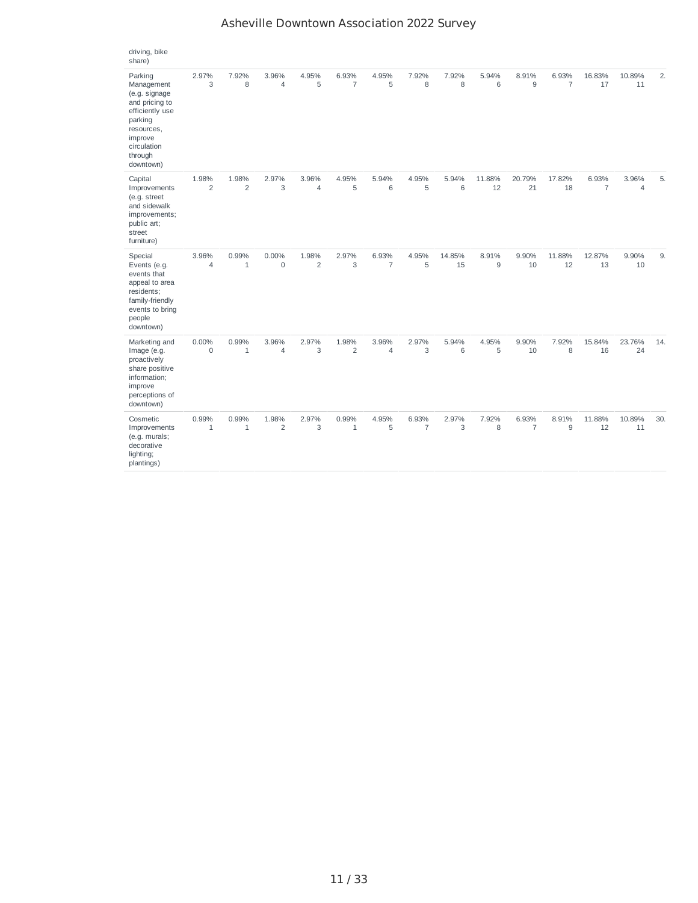| | | | | | | | | | | | | | | |
|---|---|---|---|---|---|---|---|---|---|---|---|---|---|---|
| driving, bike share) | | | | | | | | | | | | | | |
| Parking Management (e.g. signage and pricing to efficiently use parking resources, improve circulation through downtown) | 2.97% 3 | 7.92% 8 | 3.96% 4 | 4.95% 5 | 6.93% 7 | 4.95% 5 | 7.92% 8 | 7.92% 8 | 5.94% 6 | 8.91% 9 | 6.93% 7 | 16.83% 17 | 10.89% 11 | 2. |
| Capital Improvements (e.g. street and sidewalk improvements; public art; street furniture) | 1.98% 2 | 1.98% 2 | 2.97% 3 | 3.96% 4 | 4.95% 5 | 5.94% 6 | 4.95% 5 | 5.94% 6 | 11.88% 12 | 20.79% 21 | 17.82% 18 | 6.93% 7 | 3.96% 4 | 5. |
| Special Events (e.g. events that appeal to area residents; family-friendly events to bring people downtown) | 3.96% 4 | 0.99% 1 | 0.00% 0 | 1.98% 2 | 2.97% 3 | 6.93% 7 | 4.95% 5 | 14.85% 15 | 8.91% 9 | 9.90% 10 | 11.88% 12 | 12.87% 13 | 9.90% 10 | 9. |
| Marketing and Image (e.g. proactively share positive information; improve perceptions of downtown) | 0.00% 0 | 0.99% 1 | 3.96% 4 | 2.97% 3 | 1.98% 2 | 3.96% 4 | 2.97% 3 | 5.94% 6 | 4.95% 5 | 9.90% 10 | 7.92% 8 | 15.84% 16 | 23.76% 24 | 14. |
| Cosmetic Improvements (e.g. murals; decorative lighting; plantings) | 0.99% 1 | 0.99% 1 | 1.98% 2 | 2.97% 3 | 0.99% 1 | 4.95% 5 | 6.93% 7 | 2.97% 3 | 7.92% 8 | 6.93% 7 | 8.91% 9 | 11.88% 12 | 10.89% 11 | 30. |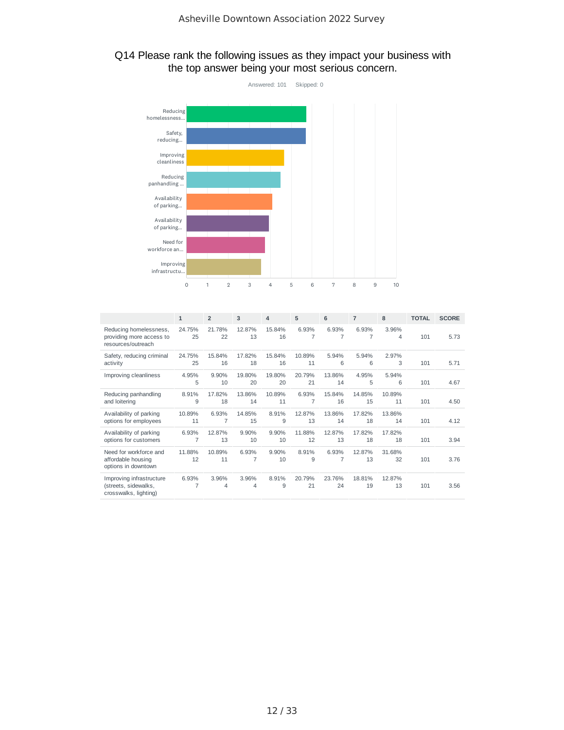## Q14 Please rank the following issues as they impact your business with the top answer being your most serious concern.

Answered: 101 Skipped: 0

Reducing homelessness...

Safety, reducing...

Improving cleanliness

Reducing panhandling ...

Availability of parking...

Availability of parking...

Need for workforce an...

Improving infrastructu...

0 1 2 3 4 5 6 7 8 9 10

| | 1 | 2 | 3 | 4 | 5 | 6 | 7 | 8 | TOTAL | SCORE |
|---|---|---|---|---|---|---|---|---|---|---|
| Reducing homelessness, providing more access to resources/outreach | 24.75% 25 | 21.78% 22 | 12.87% 13 | 15.84% 16 | 6.93% 7 | 6.93% 7 | 6.93% 7 | 3.96% 4 | 101 | 5.73 |
| Safety, reducing criminal activity | 24.75% 25 | 15.84% 16 | 17.82% 18 | 15.84% 16 | 10.89% 11 | 5.94% 6 | 5.94% 6 | 2.97% 3 | 101 | 5.71 |
| Improving cleanliness | 4.95% 5 | 9.90% 10 | 19.80% 20 | 19.80% 20 | 20.79% 21 | 13.86% 14 | 4.95% 5 | 5.94% 6 | 101 | 4.67 |
| Reducing panhandling and loitering | 8.91% 9 | 17.82% 18 | 13.86% 14 | 10.89% 11 | 6.93% 7 | 15.84% 16 | 14.85% 15 | 10.89% 11 | 101 | 4.50 |
| Availability of parking options for employees | 10.89% 11 | 6.93% 7 | 14.85% 15 | 8.91% 9 | 12.87% 13 | 13.86% 14 | 17.82% 18 | 13.86% 14 | 101 | 4.12 |
| Availability of parking options for customers | 6.93% 7 | 12.87% 13 | 9.90% 10 | 9.90% 10 | 11.88% 12 | 12.87% 13 | 17.82% 18 | 17.82% 18 | 101 | 3.94 |
| Need for workforce and affordable housing options in downtown | 11.88% 12 | 10.89% 11 | 6.93% 7 | 9.90% 10 | 8.91% 9 | 6.93% 7 | 12.87% 13 | 31.68% 32 | 101 | 3.76 |
| Improving infrastructure (streets, sidewalks, crosswalks, lighting) | 6.93% 7 | 3.96% 4 | 3.96% 4 | 8.91% 9 | 20.79% 21 | 23.76% 24 | 18.81% 19 | 12.87% 13 | 101 | 3.56 |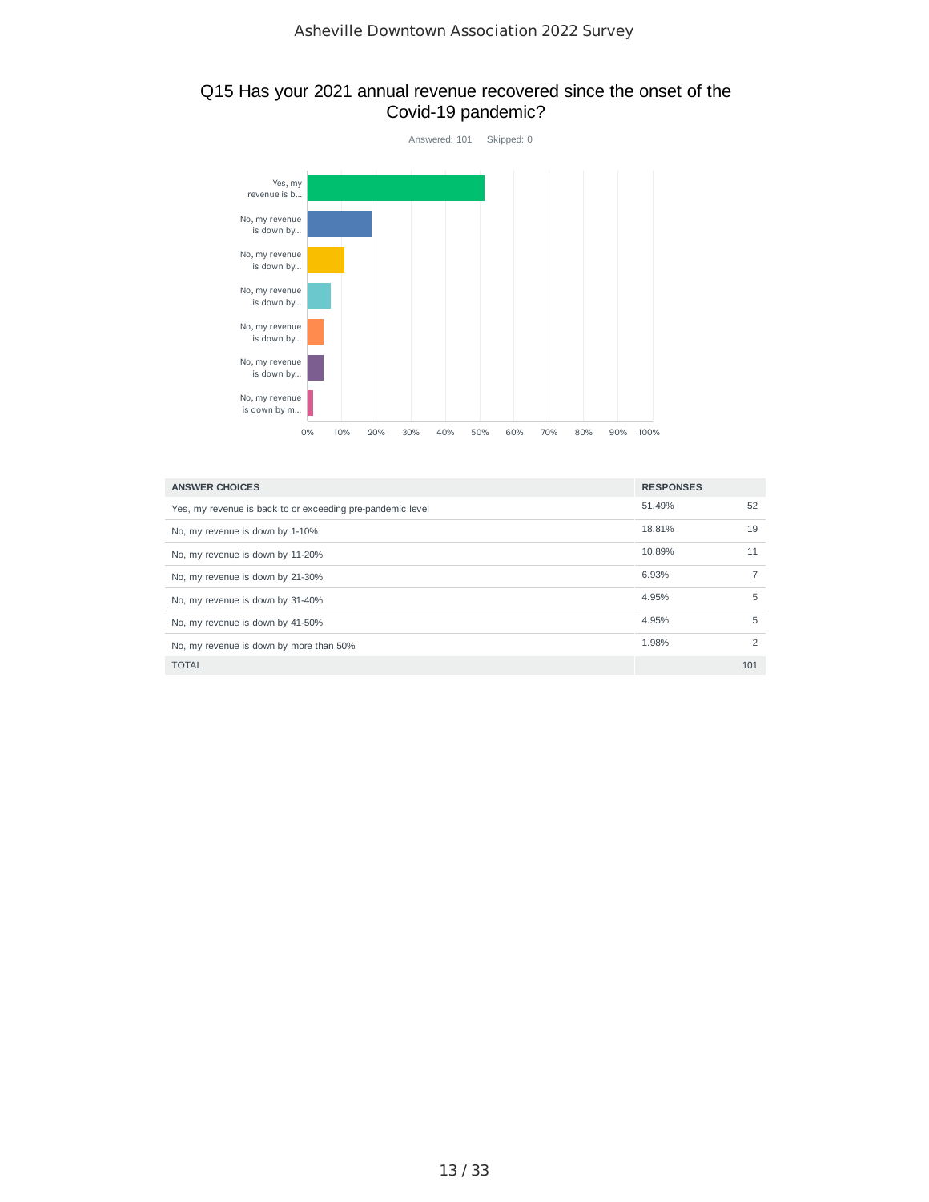## Q15 Has your 2021 annual revenue recovered since the onset of the Covid-19 pandemic?

Answered: 101 Skipped: 0

| ANSWER CHOICES | RESPONSES | |
|---|---|---|
| Yes, my revenue is back to or exceeding pre-pandemic level | 51.49% | 52 |
| No, my revenue is down by 1-10% | 18.81% | 19 |
| No, my revenue is down by 11-20% | 10.89% | 11 |
| No, my revenue is down by 21-30% | 6.93% | 7 |
| No, my revenue is down by 31-40% | 4.95% | 5 |
| No, my revenue is down by 41-50% | 4.95% | 5 |
| No, my revenue is down by more than 50% | 1.98% | 2 |
| TOTAL | | 101 |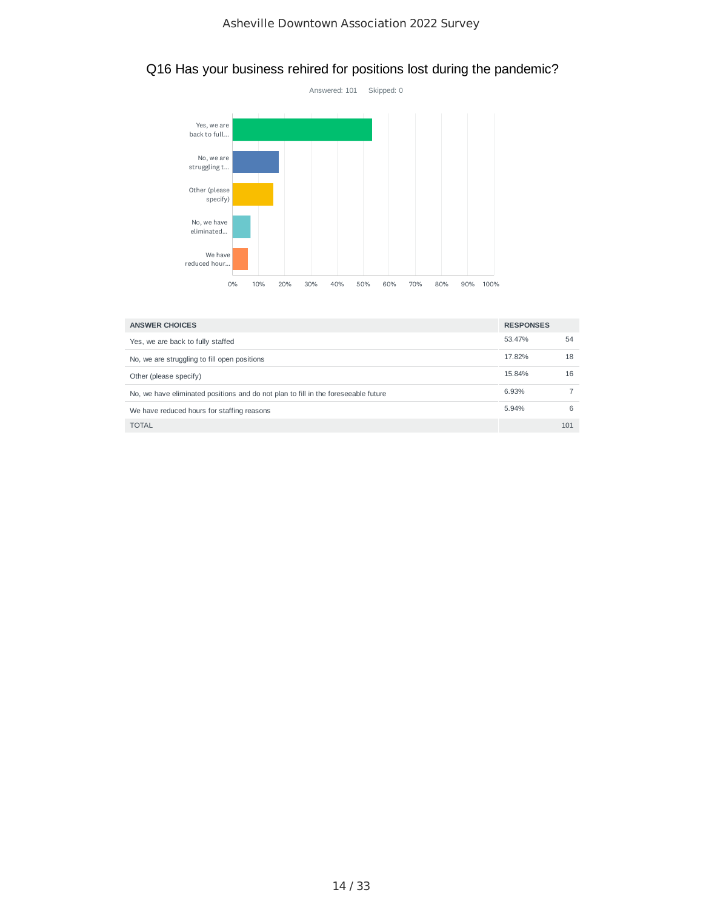## Q16 Has your business rehired for positions lost during the pandemic?

Answered: 101 Skipped: 0

| ANSWER CHOICES | RESPONSES | |
|---|---|---|
| Yes, we are back to fully staffed | 53.47% | 54 |
| No, we are struggling to fill open positions | 17.82% | 18 |
| Other (please specify) | 15.84% | 16 |
| No, we have eliminated positions and do not plan to fill in the foreseeable future | 6.93% | 7 |
| We have reduced hours for staffing reasons | 5.94% | 6 |
| TOTAL | | 101 |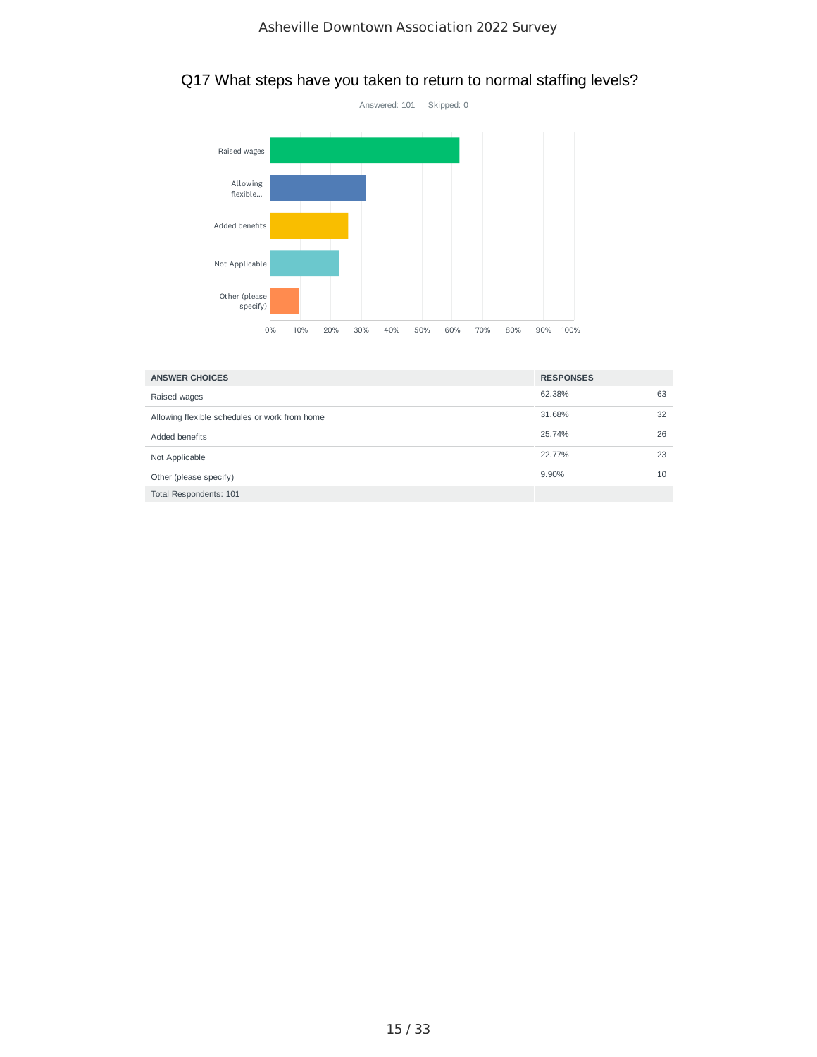## Q17 What steps have you taken to return to normal staffing levels?

Answered: 101 Skipped: 0

| ANSWER CHOICES | RESPONSES | |
|---|---|---|
| Raised wages | 62.38% | 63 |
| Allowing flexible schedules or work from home | 31.68% | 32 |
| Added benefits | 25.74% | 26 |
| Not Applicable | 22.77% | 23 |
| Other (please specify) | 9.90% | 10 |
| Total Respondents: 101 | | |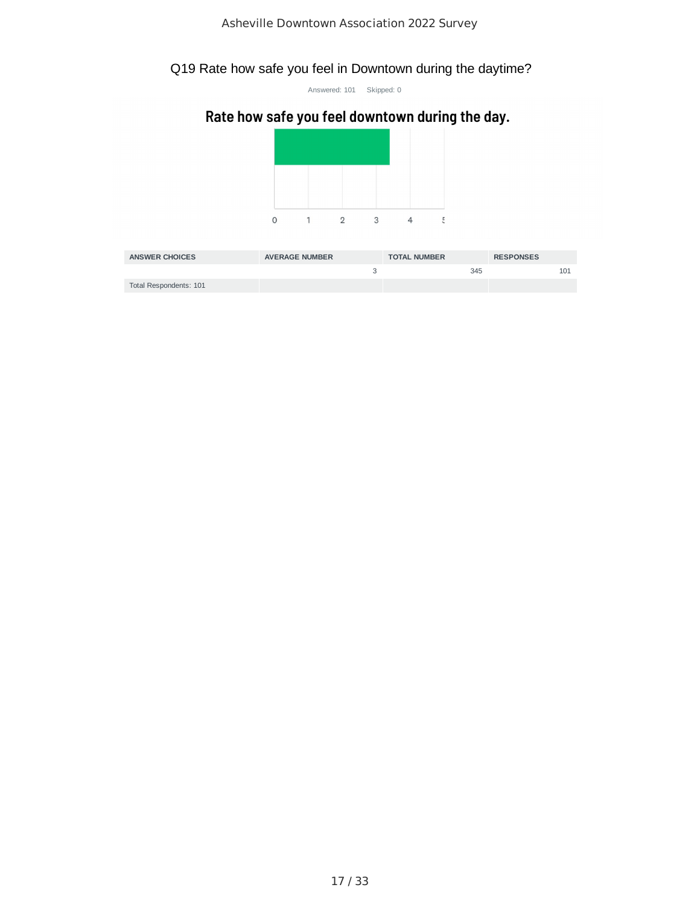## Q19 Rate how safe you feel in Downtown during the daytime?

Answered: 101 Skipped: 0

**Rate how safe you feel downtown during the day.**

0 1 2 3 4 5

| ANSWER CHOICES | AVERAGE NUMBER | TOTAL NUMBER | RESPONSES |
|---|---|---|---|
| | 3 | 345 | 101 |
| Total Respondents: 101 | | | |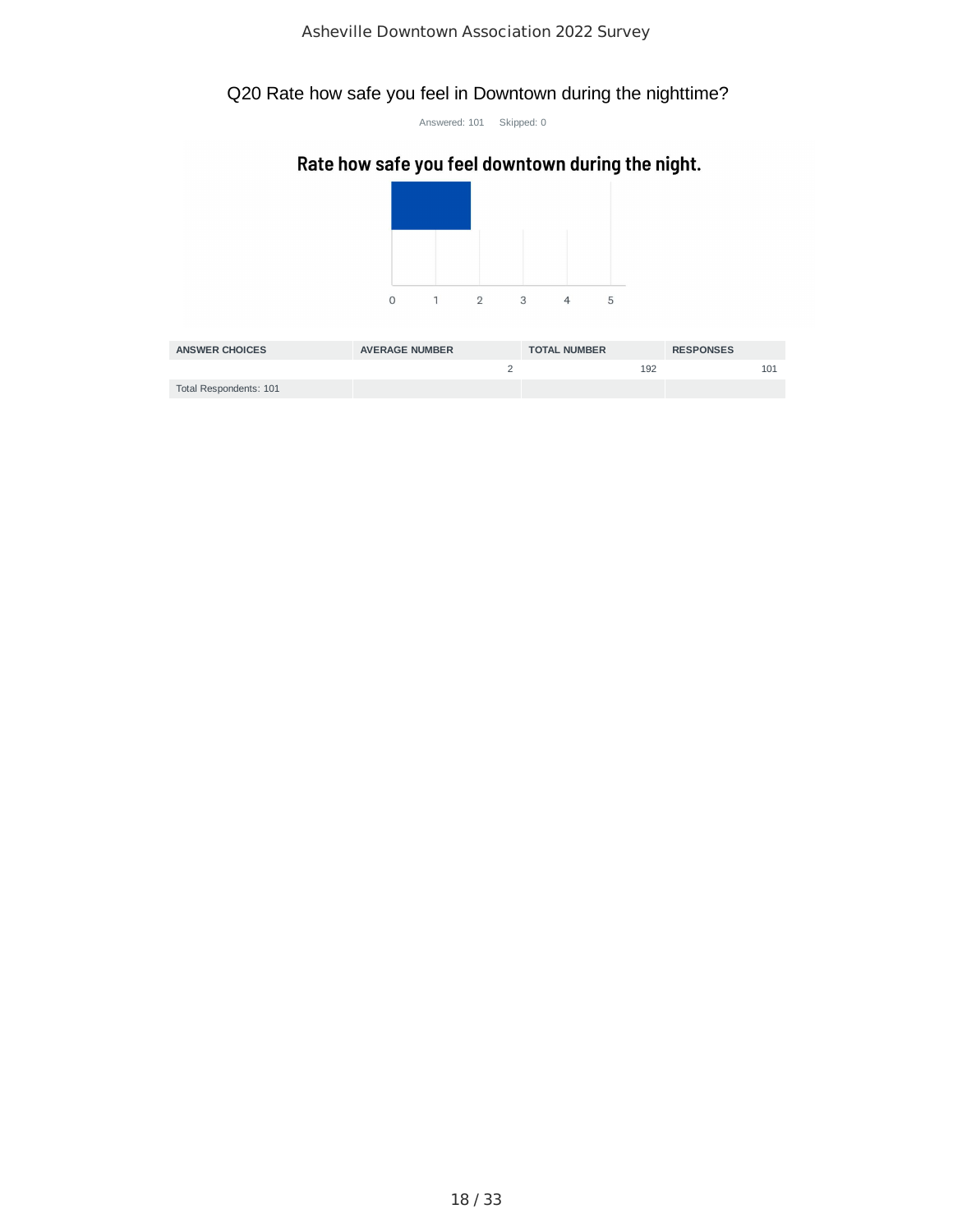## Q20 Rate how safe you feel in Downtown during the nighttime?

Answered: 101 Skipped: 0

**Rate how safe you feel downtown during the night.**

0 1 2 3 4 5

| ANSWER CHOICES | AVERAGE NUMBER | TOTAL NUMBER | RESPONSES |
|---|---|---|---|
| | 2 | 192 | 101 |
| Total Respondents: 101 | | | |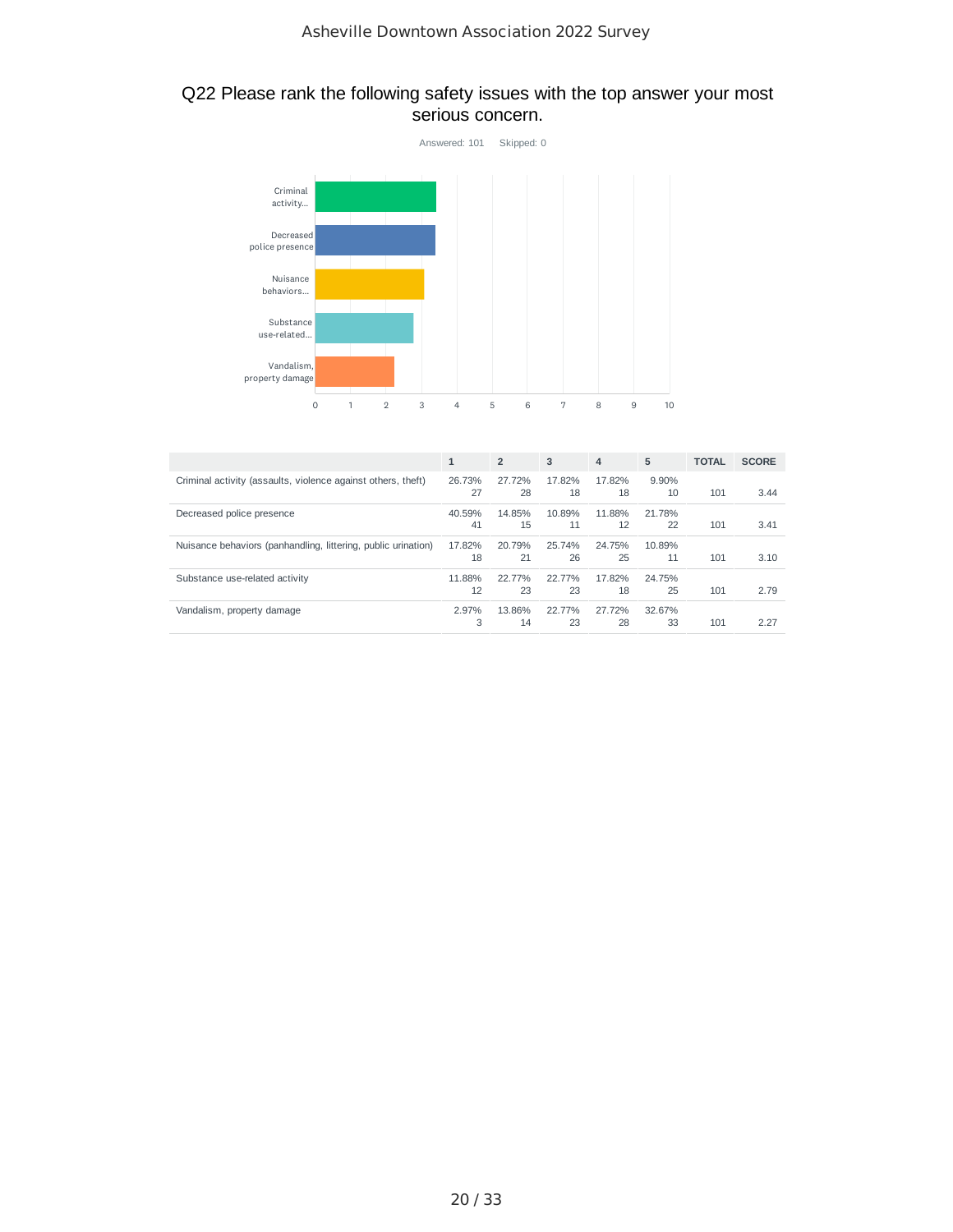## Q22 Please rank the following safety issues with the top answer your most serious concern.

Answered: 101 Skipped: 0

| | 1 | 2 | 3 | 4 | 5 | TOTAL | SCORE |
|---|---|---|---|---|---|---|---|
| Criminal activity (assaults, violence against others, theft) | 26.73% 27 | 27.72% 28 | 17.82% 18 | 17.82% 18 | 9.90% 10 | 101 | 3.44 |
| Decreased police presence | 40.59% 41 | 14.85% 15 | 10.89% 11 | 11.88% 12 | 21.78% 22 | 101 | 3.41 |
| Nuisance behaviors (panhandling, littering, public urination) | 17.82% 18 | 20.79% 21 | 25.74% 26 | 24.75% 25 | 10.89% 11 | 101 | 3.10 |
| Substance use-related activity | 11.88% 12 | 22.77% 23 | 22.77% 23 | 17.82% 18 | 24.75% 25 | 101 | 2.79 |
| Vandalism, property damage | 2.97% 3 | 13.86% 14 | 22.77% 23 | 27.72% 28 | 32.67% 33 | 101 | 2.27 |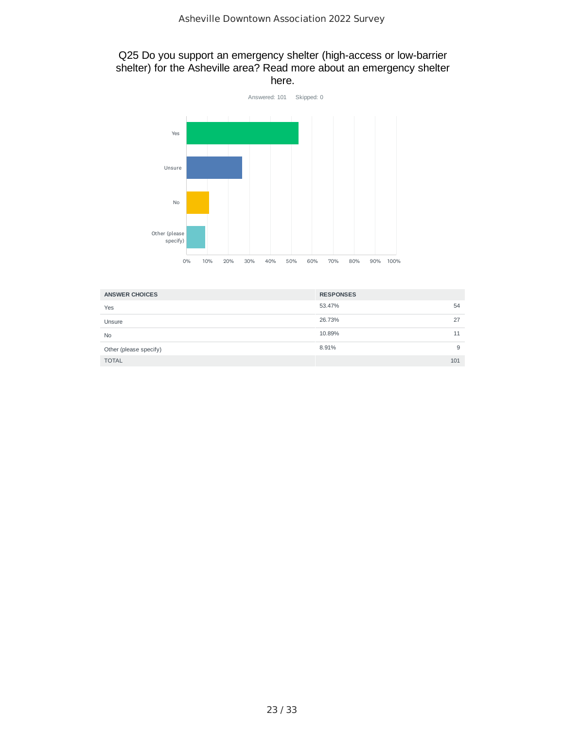## Q25 Do you support an emergency shelter (high-access or low-barrier shelter) for the Asheville area? Read more about an emergency shelter here.

Answered: 101 Skipped: 0

| ANSWER CHOICES | RESPONSES | |
|---|---|---|
| Yes | 53.47% | 54 |
| Unsure | 26.73% | 27 |
| No | 10.89% | 11 |
| Other (please specify) | 8.91% | 9 |
| TOTAL | | 101 |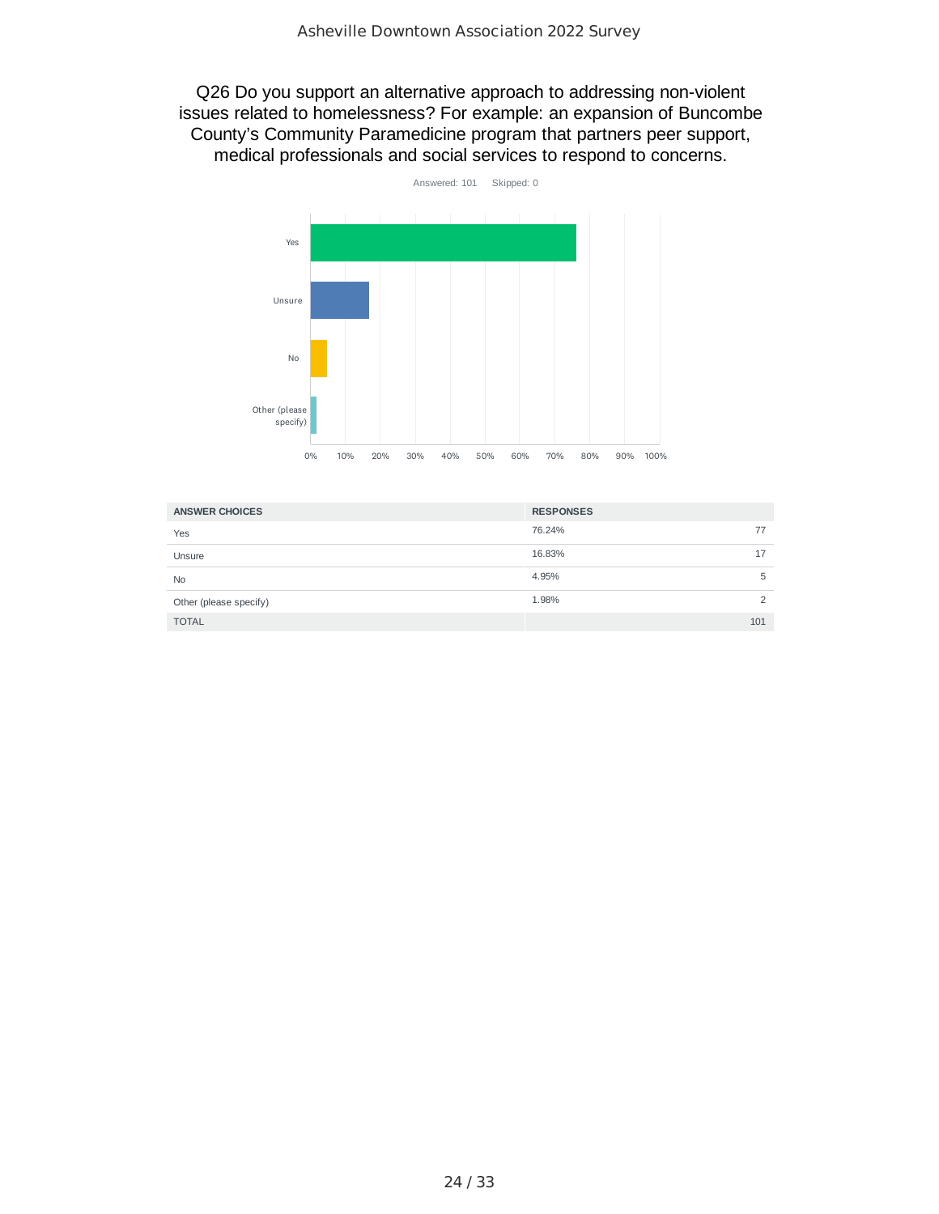## Q26 Do you support an alternative approach to addressing non-violent issues related to homelessness? For example: an expansion of Buncombe County's Community Paramedicine program that partners peer support, medical professionals and social services to respond to concerns.

Answered: 101 Skipped: 0

| ANSWER CHOICES | RESPONSES | |
|---|---|---|
| Yes | 76.24% | 77 |
| Unsure | 16.83% | 17 |
| No | 4.95% | 5 |
| Other (please specify) | 1.98% | 2 |
| TOTAL | | 101 |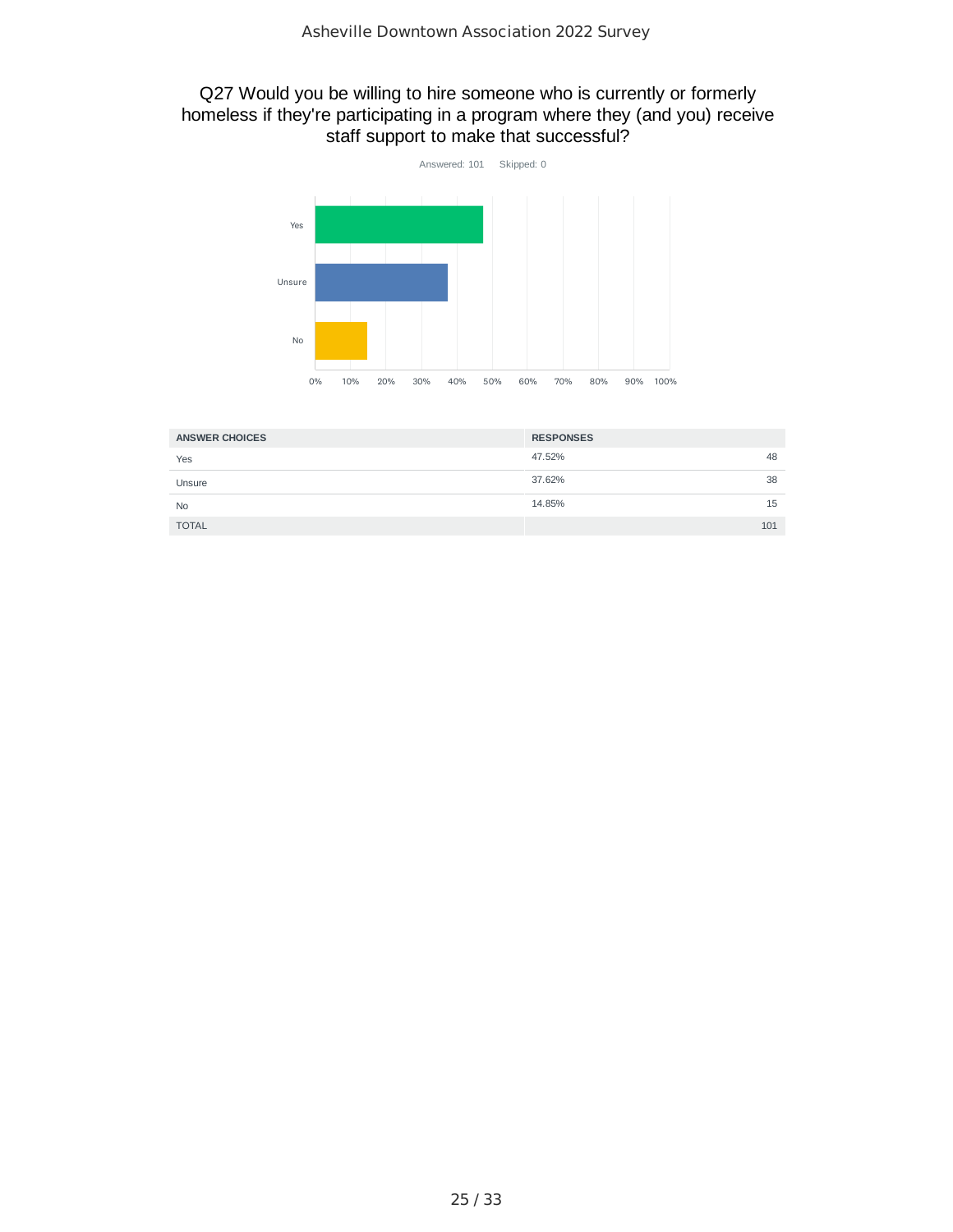## Q27 Would you be willing to hire someone who is currently or formerly homeless if they're participating in a program where they (and you) receive staff support to make that successful?

Answered: 101 Skipped: 0

| ANSWER CHOICES | RESPONSES | |
|---|---|---|
| Yes | 47.52% | 48 |
| Unsure | 37.62% | 38 |
| No | 14.85% | 15 |
| TOTAL | | 101 |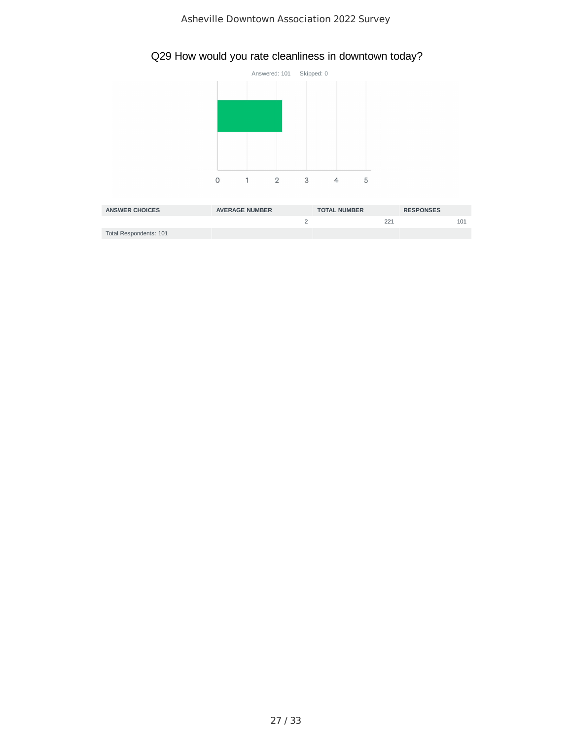# Q29 How would you rate cleanliness in downtown today?

Answered: 101 Skipped: 0

| ANSWER CHOICES | AVERAGE NUMBER | TOTAL NUMBER | RESPONSES |
|---|---|---|---|
| | 2 | 221 | 101 |
| Total Respondents: 101 | | | |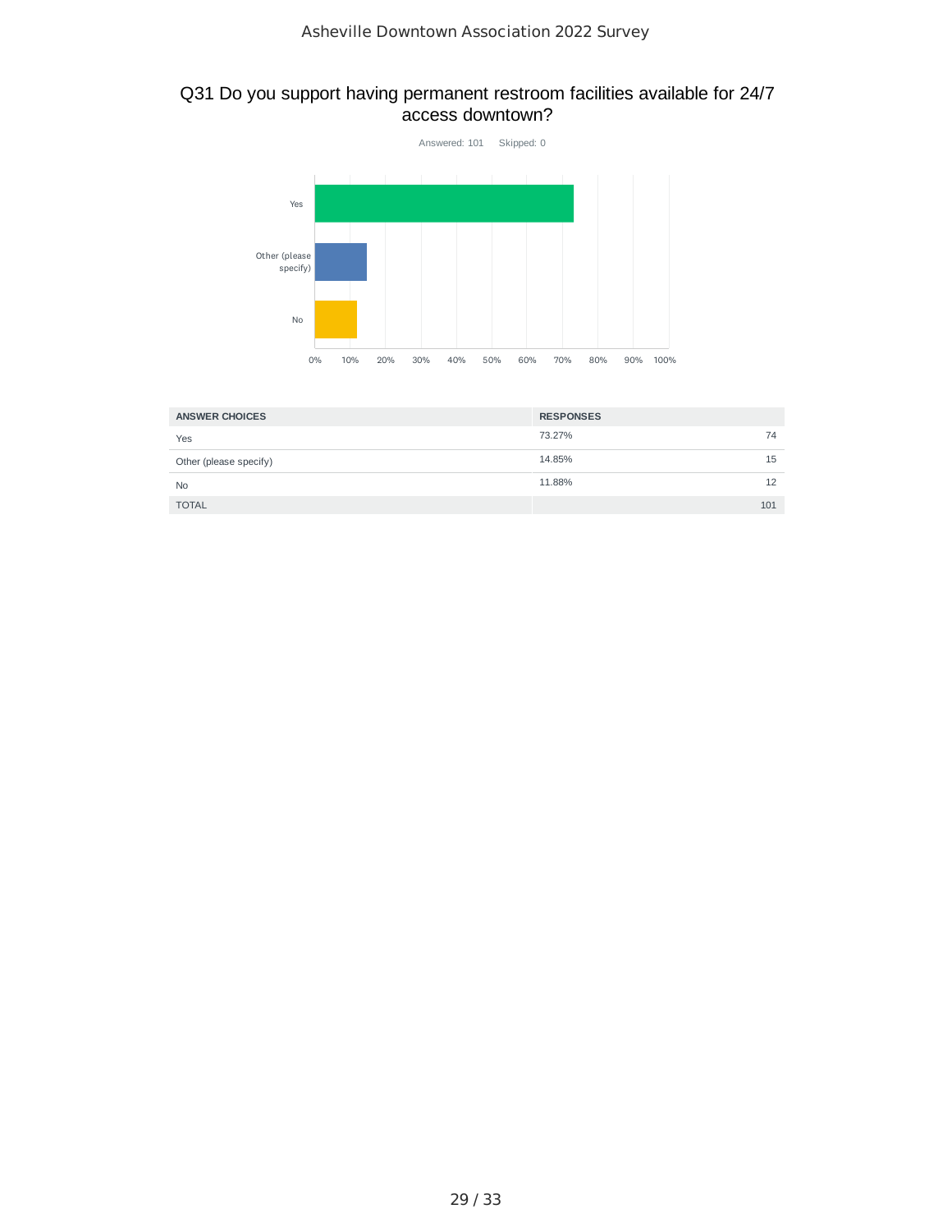## Q31 Do you support having permanent restroom facilities available for 24/7 access downtown?

Answered: 101    Skipped: 0

| ANSWER CHOICES | RESPONSES | |
|---|---|---|
| Yes | 73.27% | 74 |
| Other (please specify) | 14.85% | 15 |
| No | 11.88% | 12 |
| TOTAL | | 101 |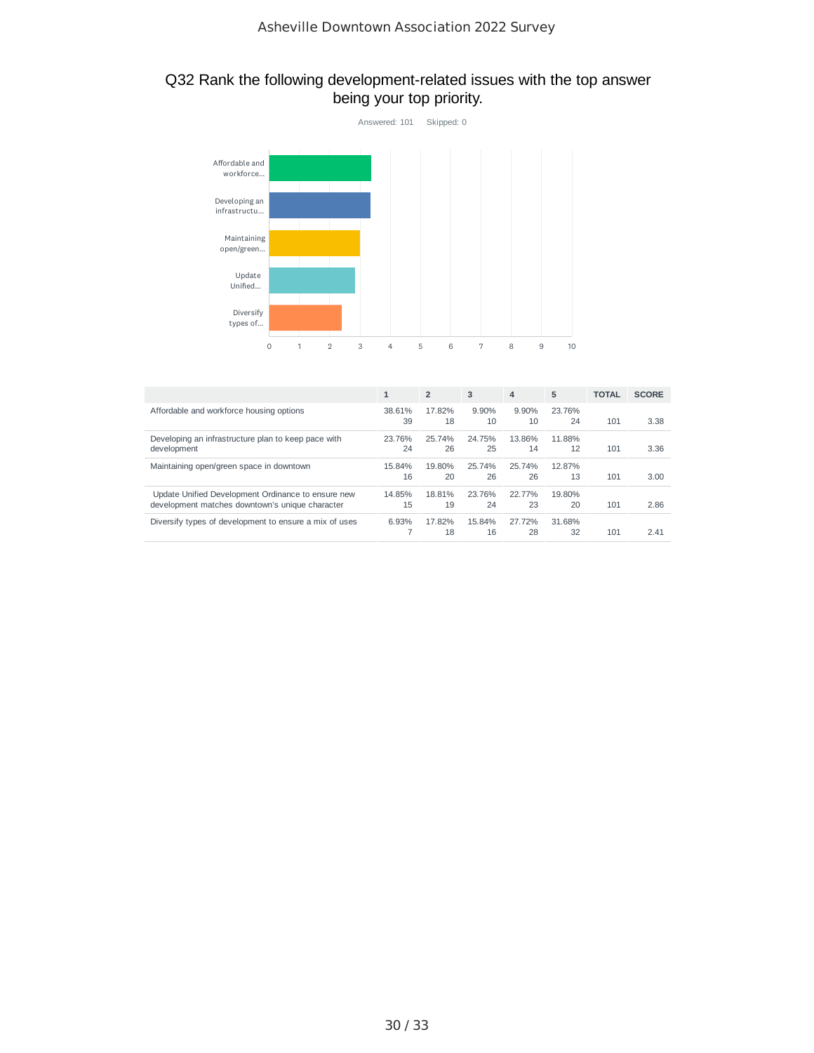## Q32 Rank the following development-related issues with the top answer being your top priority.

Answered: 101 Skipped: 0

| | 1 | 2 | 3 | 4 | 5 | TOTAL | SCORE |
|---|---|---|---|---|---|---|---|
| Affordable and workforce housing options | 38.61% 39 | 17.82% 18 | 9.90% 10 | 9.90% 10 | 23.76% 24 | 101 | 3.38 |
| Developing an infrastructure plan to keep pace with development | 23.76% 24 | 25.74% 26 | 24.75% 25 | 13.86% 14 | 11.88% 12 | 101 | 3.36 |
| Maintaining open/green space in downtown | 15.84% 16 | 19.80% 20 | 25.74% 26 | 25.74% 26 | 12.87% 13 | 101 | 3.00 |
| Update Unified Development Ordinance to ensure new development matches downtown's unique character | 14.85% 15 | 18.81% 19 | 23.76% 24 | 22.77% 23 | 19.80% 20 | 101 | 2.86 |
| Diversify types of development to ensure a mix of uses | 6.93% 7 | 17.82% 18 | 15.84% 16 | 27.72% 28 | 31.68% 32 | 101 | 2.41 |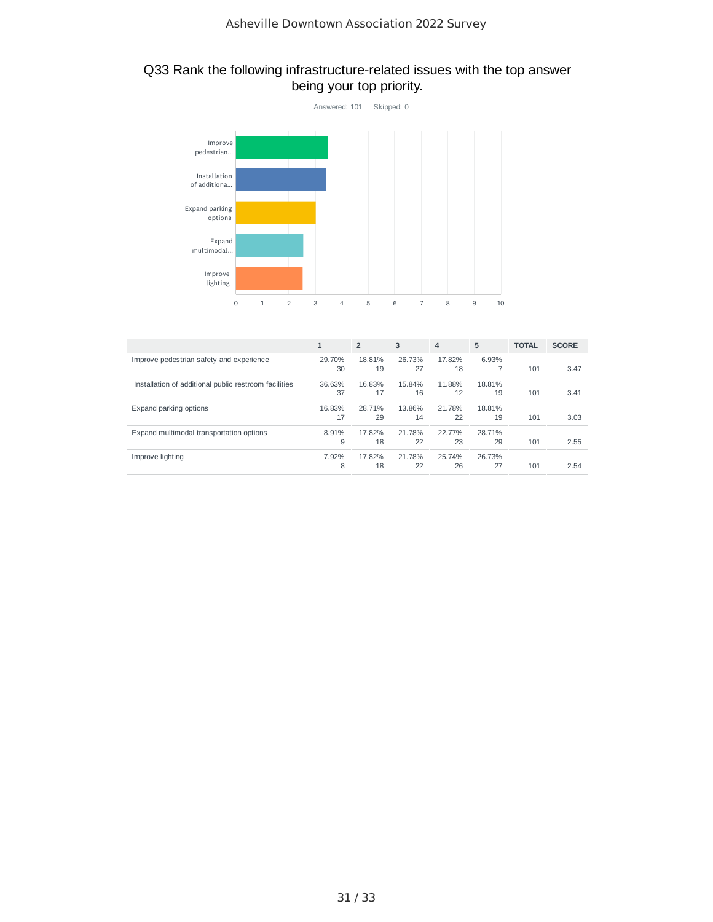## Q33 Rank the following infrastructure-related issues with the top answer being your top priority.

Answered: 101 Skipped: 0

Improve pedestrian...
Installation of additiona...
Expand parking options
Expand multimodal...
Improve lighting

0 1 2 3 4 5 6 7 8 9 10

| | 1 | 2 | 3 | 4 | 5 | TOTAL | SCORE |
|---|---|---|---|---|---|---|---|
| Improve pedestrian safety and experience | 29.70% 30 | 18.81% 19 | 26.73% 27 | 17.82% 18 | 6.93% 7 | 101 | 3.47 |
| Installation of additional public restroom facilities | 36.63% 37 | 16.83% 17 | 15.84% 16 | 11.88% 12 | 18.81% 19 | 101 | 3.41 |
| Expand parking options | 16.83% 17 | 28.71% 29 | 13.86% 14 | 21.78% 22 | 18.81% 19 | 101 | 3.03 |
| Expand multimodal transportation options | 8.91% 9 | 17.82% 18 | 21.78% 22 | 22.77% 23 | 28.71% 29 | 101 | 2.55 |
| Improve lighting | 7.92% 8 | 17.82% 18 | 21.78% 22 | 25.74% 26 | 26.73% 27 | 101 | 2.54 |